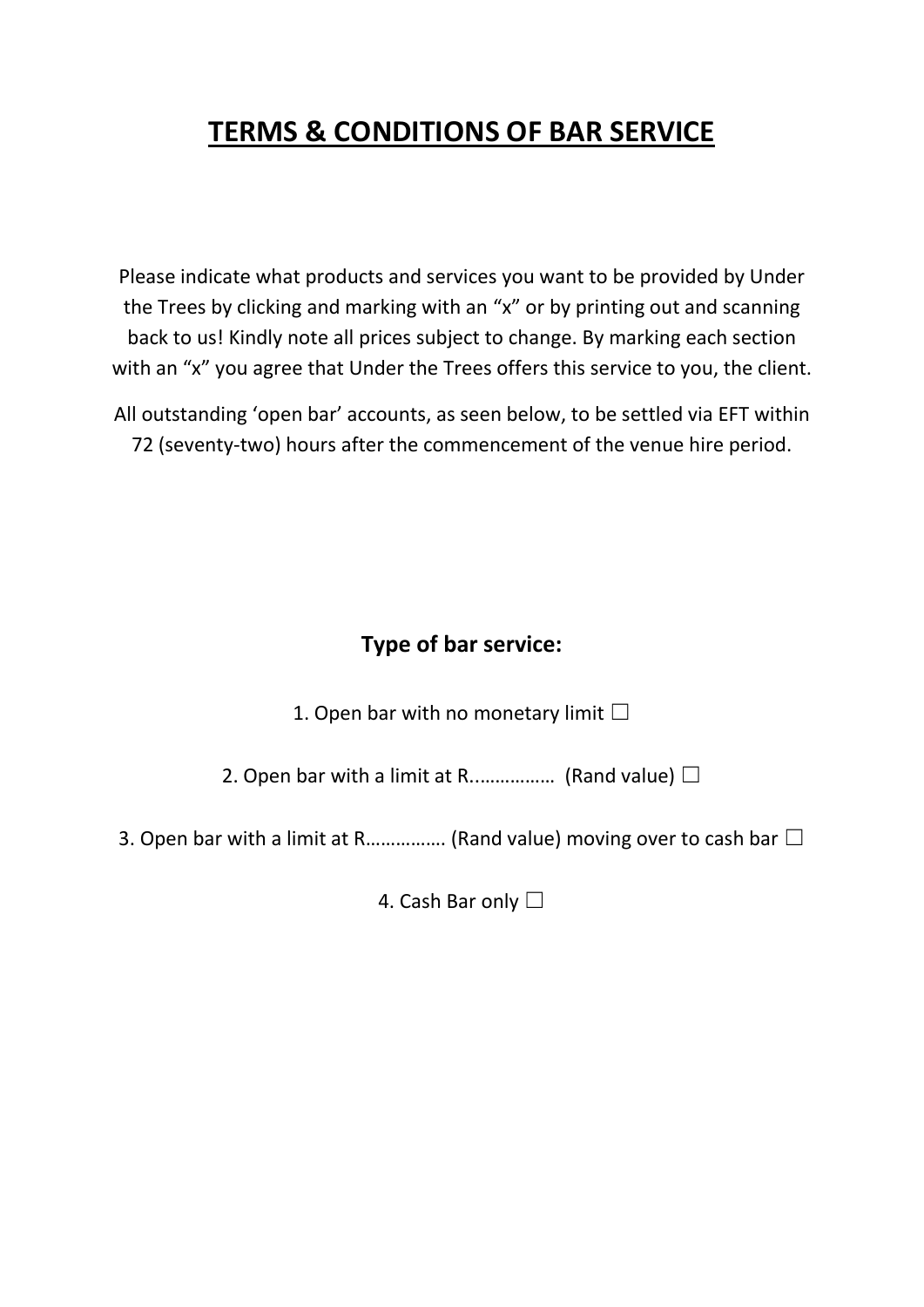# TERMS & CONDITIONS OF BAR SERVICE

Please indicate what products and services you want to be provided by Under the Trees by clicking and marking with an "x" or by printing out and scanning back to us! Kindly note all prices subject to change. By marking each section with an "x" you agree that Under the Trees offers this service to you, the client.

All outstanding 'open bar' accounts, as seen below, to be settled via EFT within 72 (seventy-two) hours after the commencement of the venue hire period.

## Type of bar service:

1. Open bar with no monetary limit ☐

2. Open bar with a limit at R................ (Rand value) ☐

3. Open bar with a limit at R……………. (Rand value) moving over to cash bar ☐

4. Cash Bar only ☐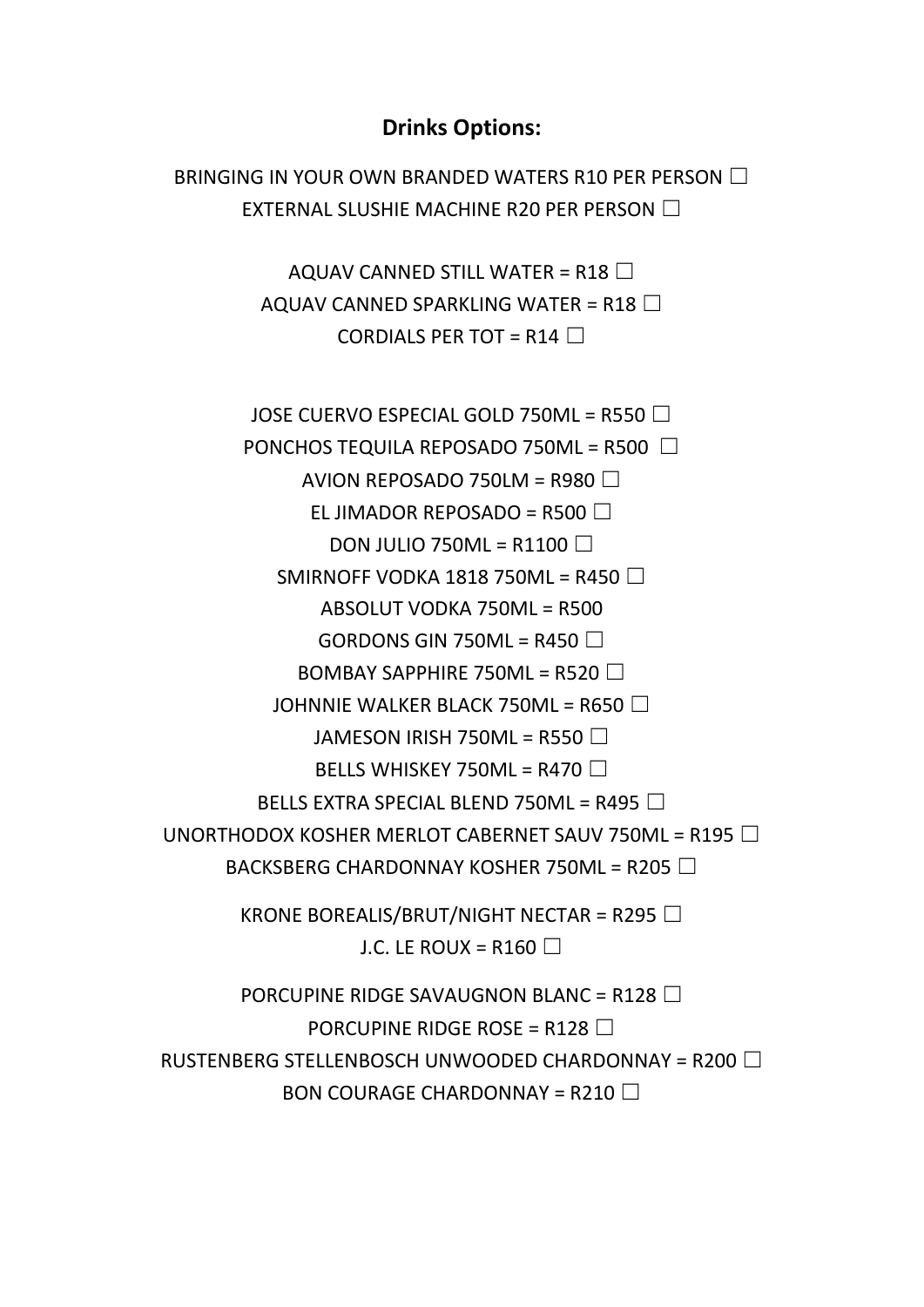**Drinks Options:**

BRINGING IN YOUR OWN BRANDED WATERS R10 PER PERSON ☐
EXTERNAL SLUSHIE MACHINE R20 PER PERSON ☐

AQUAV CANNED STILL WATER = R18 ☐
AQUAV CANNED SPARKLING WATER = R18 ☐
CORDIALS PER TOT = R14 ☐

JOSE CUERVO ESPECIAL GOLD 750ML = R550 ☐
PONCHOS TEQUILA REPOSADO 750ML = R500 ☐
AVION REPOSADO 750LM = R980 ☐
EL JIMADOR REPOSADO = R500 ☐
DON JULIO 750ML = R1100 ☐
SMIRNOFF VODKA 1818 750ML = R450 ☐
ABSOLUT VODKA 750ML = R500
GORDONS GIN 750ML = R450 ☐
BOMBAY SAPPHIRE 750ML = R520 ☐
JOHNNIE WALKER BLACK 750ML = R650 ☐
JAMESON IRISH 750ML = R550 ☐
BELLS WHISKEY 750ML = R470 ☐
BELLS EXTRA SPECIAL BLEND 750ML = R495 ☐
UNORTHODOX KOSHER MERLOT CABERNET SAUV 750ML = R195 ☐
BACKSBERG CHARDONNAY KOSHER 750ML = R205 ☐

KRONE BOREALIS/BRUT/NIGHT NECTAR = R295 ☐
J.C. LE ROUX = R160 ☐

PORCUPINE RIDGE SAVAUGNON BLANC = R128 ☐
PORCUPINE RIDGE ROSE = R128 ☐
RUSTENBERG STELLENBOSCH UNWOODED CHARDONNAY = R200 ☐
BON COURAGE CHARDONNAY = R210 ☐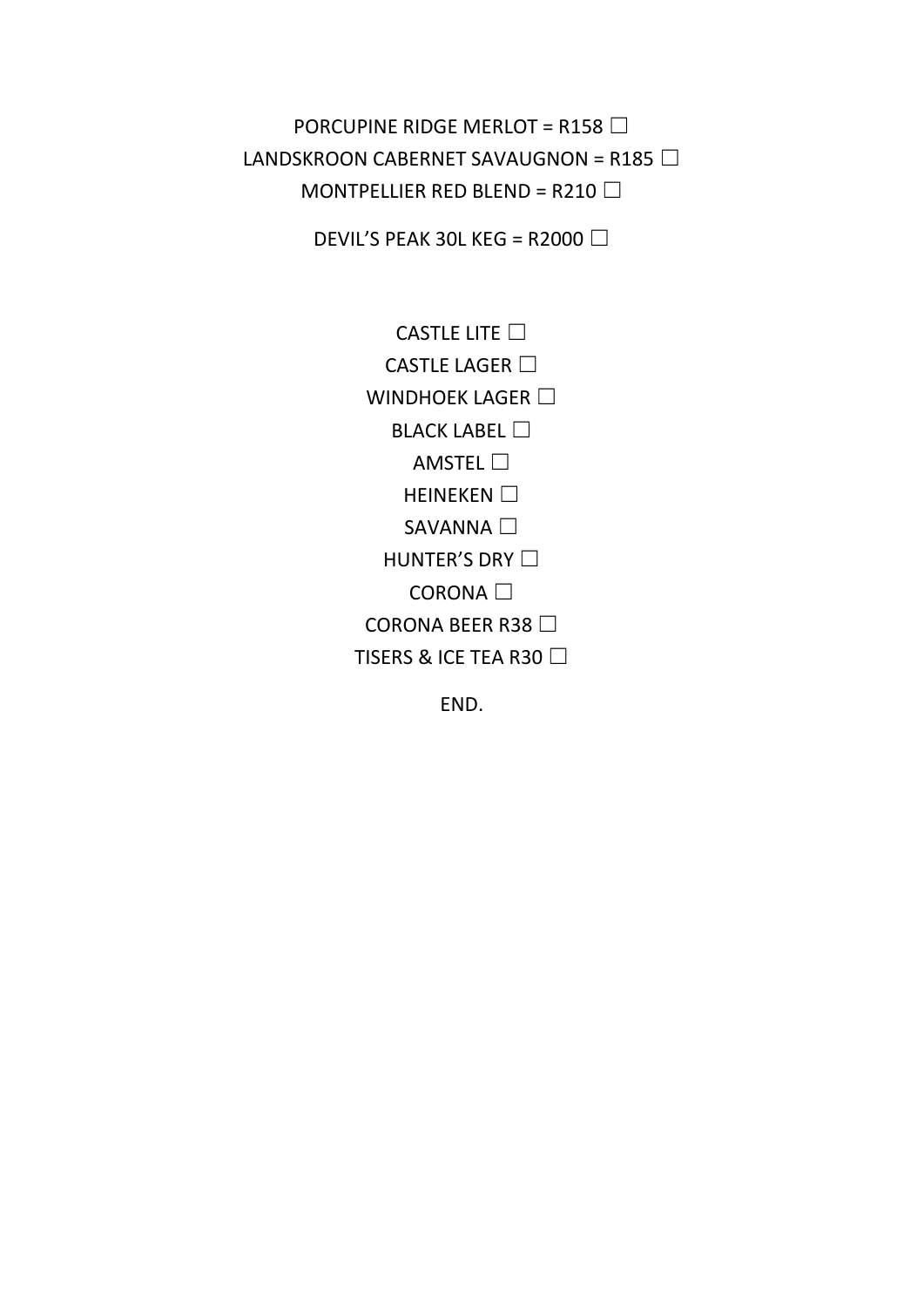PORCUPINE RIDGE MERLOT = R158 ☐

LANDSKROON CABERNET SAVAUGNON = R185 ☐

MONTPELLIER RED BLEND = R210 ☐

DEVIL'S PEAK 30L KEG = R2000 ☐

CASTLE LITE ☐

CASTLE LAGER ☐

WINDHOEK LAGER ☐

BLACK LABEL ☐

AMSTEL ☐

HEINEKEN ☐

SAVANNA ☐

HUNTER'S DRY ☐

CORONA ☐

CORONA BEER R38 ☐

TISERS & ICE TEA R30 ☐

END.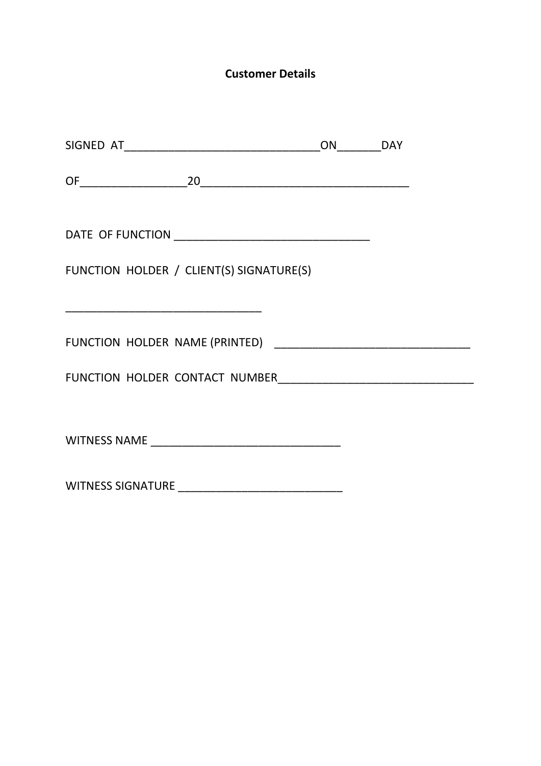## Customer Details

SIGNED AT________________________________ON_______DAY

OF_________________20__________________________________

DATE OF FUNCTION ________________________________

FUNCTION HOLDER / CLIENT(S) SIGNATURE(S)

________________________________

FUNCTION HOLDER NAME (PRINTED) ________________________________

FUNCTION HOLDER CONTACT NUMBER________________________________

WITNESS NAME _______________________________

WITNESS SIGNATURE ___________________________